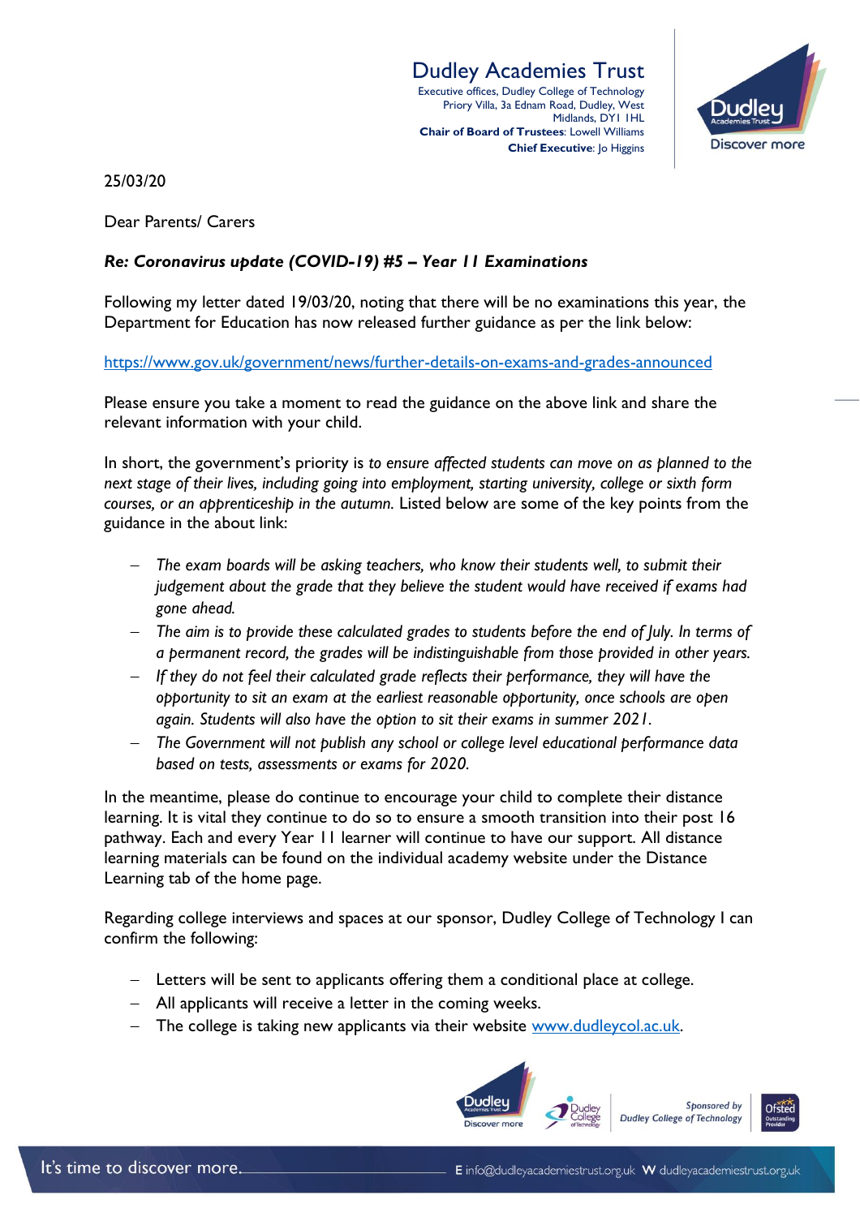Dudley Academies Trust
Executive offices, Dudley College of Technology
Priory Villa, 3a Ednam Road, Dudley, West Midlands, DY1 1HL
**Chair of Board of Trustees**: Lowell Williams
**Chief Executive**: Jo Higgins

25/03/20

Dear Parents/ Carers

***Re: Coronavirus update (COVID-19) #5 – Year 11 Examinations***

Following my letter dated 19/03/20, noting that there will be no examinations this year, the Department for Education has now released further guidance as per the link below:

https://www.gov.uk/government/news/further-details-on-exams-and-grades-announced

Please ensure you take a moment to read the guidance on the above link and share the relevant information with your child.

In short, the government's priority is *to ensure affected students can move on as planned to the next stage of their lives, including going into employment, starting university, college or sixth form courses, or an apprenticeship in the autumn.* Listed below are some of the key points from the guidance in the about link:

- *The exam boards will be asking teachers, who know their students well, to submit their judgement about the grade that they believe the student would have received if exams had gone ahead.*
- *The aim is to provide these calculated grades to students before the end of July. In terms of a permanent record, the grades will be indistinguishable from those provided in other years.*
- *If they do not feel their calculated grade reflects their performance, they will have the opportunity to sit an exam at the earliest reasonable opportunity, once schools are open again. Students will also have the option to sit their exams in summer 2021.*
- *The Government will not publish any school or college level educational performance data based on tests, assessments or exams for 2020.*

In the meantime, please do continue to encourage your child to complete their distance learning. It is vital they continue to do so to ensure a smooth transition into their post 16 pathway. Each and every Year 11 learner will continue to have our support. All distance learning materials can be found on the individual academy website under the Distance Learning tab of the home page.

Regarding college interviews and spaces at our sponsor, Dudley College of Technology I can confirm the following:

- Letters will be sent to applicants offering them a conditional place at college.
- All applicants will receive a letter in the coming weeks.
- The college is taking new applicants via their website www.dudleycol.ac.uk.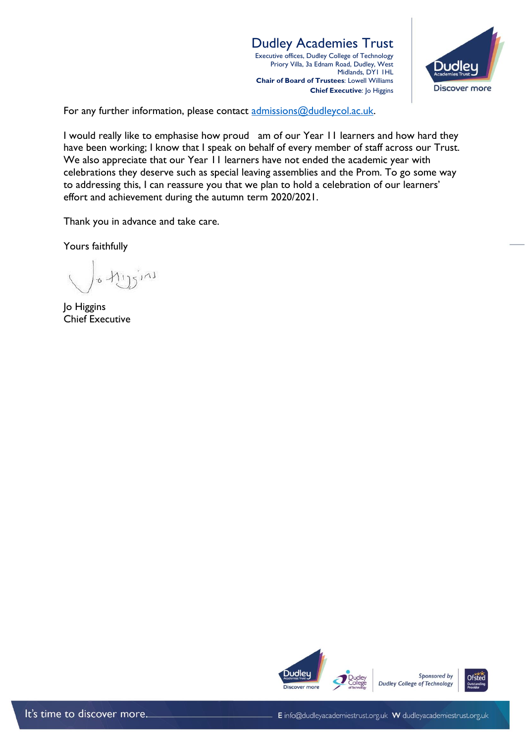Dudley Academies Trust
Executive offices, Dudley College of Technology
Priory Villa, 3a Ednam Road, Dudley, West Midlands, DY1 1HL
**Chair of Board of Trustees**: Lowell Williams
**Chief Executive**: Jo Higgins

For any further information, please contact [admissions@dudleycol.ac.uk](mailto:admissions@dudleycol.ac.uk).

I would really like to emphasise how proud am of our Year 11 learners and how hard they have been working; I know that I speak on behalf of every member of staff across our Trust. We also appreciate that our Year 11 learners have not ended the academic year with celebrations they deserve such as special leaving assemblies and the Prom. To go some way to addressing this, I can reassure you that we plan to hold a celebration of our learners' effort and achievement during the autumn term 2020/2021.

Thank you in advance and take care.

Yours faithfully

Jo Higgins
Chief Executive

It's time to discover more. E info@dudleyacademiestrust.org.uk W dudleyacademiestrust.org.uk